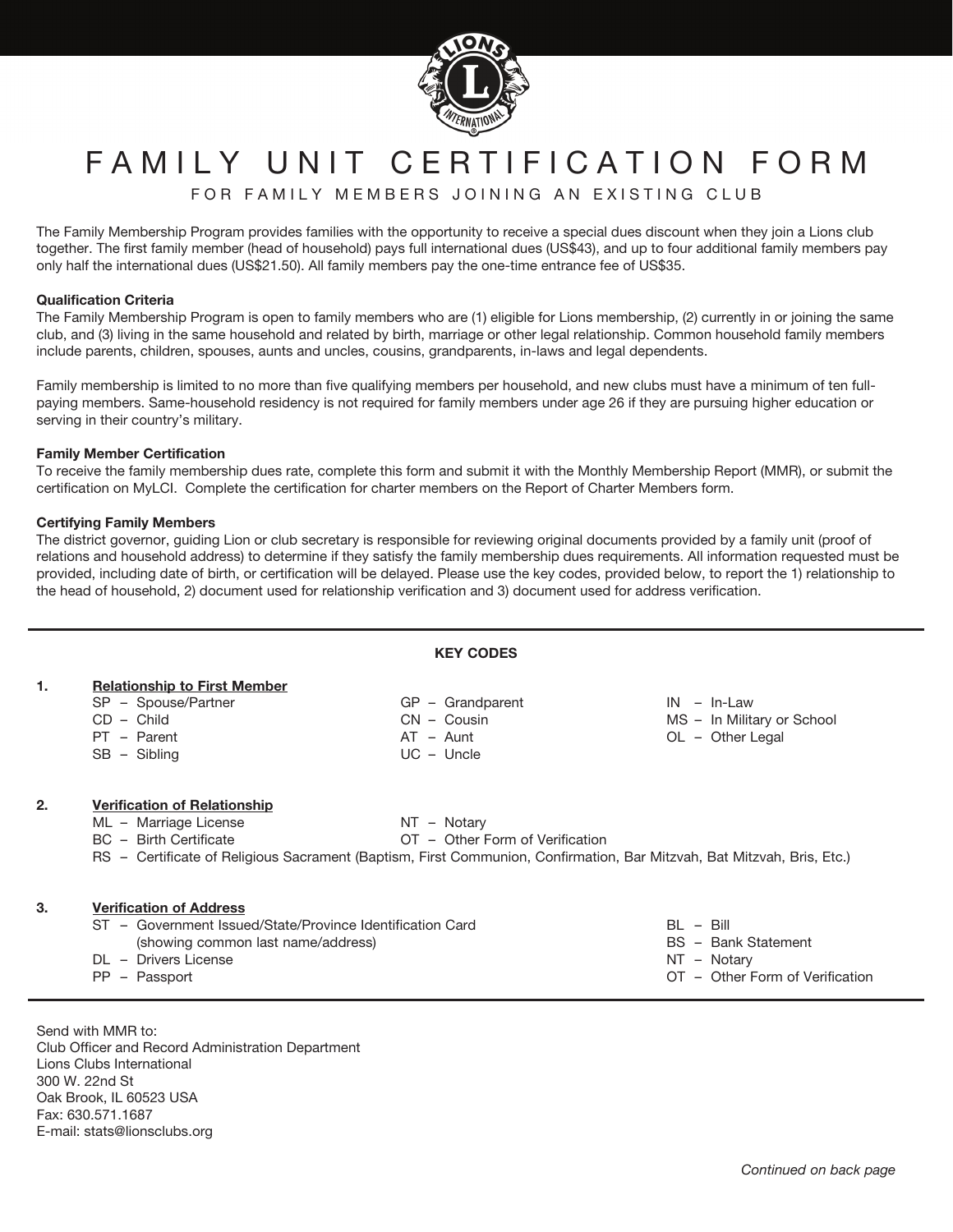# FAMILY UNIT CERTIFICATION FORM

## FOR FAMILY MEMBERS JOINING AN EXISTING CLUB

The Family Membership Program provides families with the opportunity to receive a special dues discount when they join a Lions club together. The first family member (head of household) pays full international dues (US$43), and up to four additional family members pay only half the international dues (US$21.50). All family members pay the one-time entrance fee of US$35.

**Qualification Criteria**
The Family Membership Program is open to family members who are (1) eligible for Lions membership, (2) currently in or joining the same club, and (3) living in the same household and related by birth, marriage or other legal relationship. Common household family members include parents, children, spouses, aunts and uncles, cousins, grandparents, in-laws and legal dependents.

Family membership is limited to no more than five qualifying members per household, and new clubs must have a minimum of ten full-paying members. Same-household residency is not required for family members under age 26 if they are pursuing higher education or serving in their country's military.

**Family Member Certification**
To receive the family membership dues rate, complete this form and submit it with the Monthly Membership Report (MMR), or submit the certification on MyLCI. Complete the certification for charter members on the Report of Charter Members form.

**Certifying Family Members**
The district governor, guiding Lion or club secretary is responsible for reviewing original documents provided by a family unit (proof of relations and household address) to determine if they satisfy the family membership dues requirements. All information requested must be provided, including date of birth, or certification will be delayed. Please use the key codes, provided below, to report the 1) relationship to the head of household, 2) document used for relationship verification and 3) document used for address verification.

---

**KEY CODES**

1. **Relationship to First Member**
   - SP – Spouse/Partner
   - CD – Child
   - PT – Parent
   - SB – Sibling
   - GP – Grandparent
   - CN – Cousin
   - AT – Aunt
   - UC – Uncle
   - IN – In-Law
   - MS – In Military or School
   - OL – Other Legal

2. **Verification of Relationship**
   - ML – Marriage License
   - BC – Birth Certificate
   - NT – Notary
   - OT – Other Form of Verification
   - RS – Certificate of Religious Sacrament (Baptism, First Communion, Confirmation, Bar Mitzvah, Bat Mitzvah, Bris, Etc.)

3. **Verification of Address**
   - ST – Government Issued/State/Province Identification Card (showing common last name/address)
   - DL – Drivers License
   - PP – Passport
   - BL – Bill
   - BS – Bank Statement
   - NT – Notary
   - OT – Other Form of Verification

---

Send with MMR to:
Club Officer and Record Administration Department
Lions Clubs International
300 W. 22nd St
Oak Brook, IL 60523 USA
Fax: 630.571.1687
E-mail: stats@lionsclubs.org

*Continued on back page*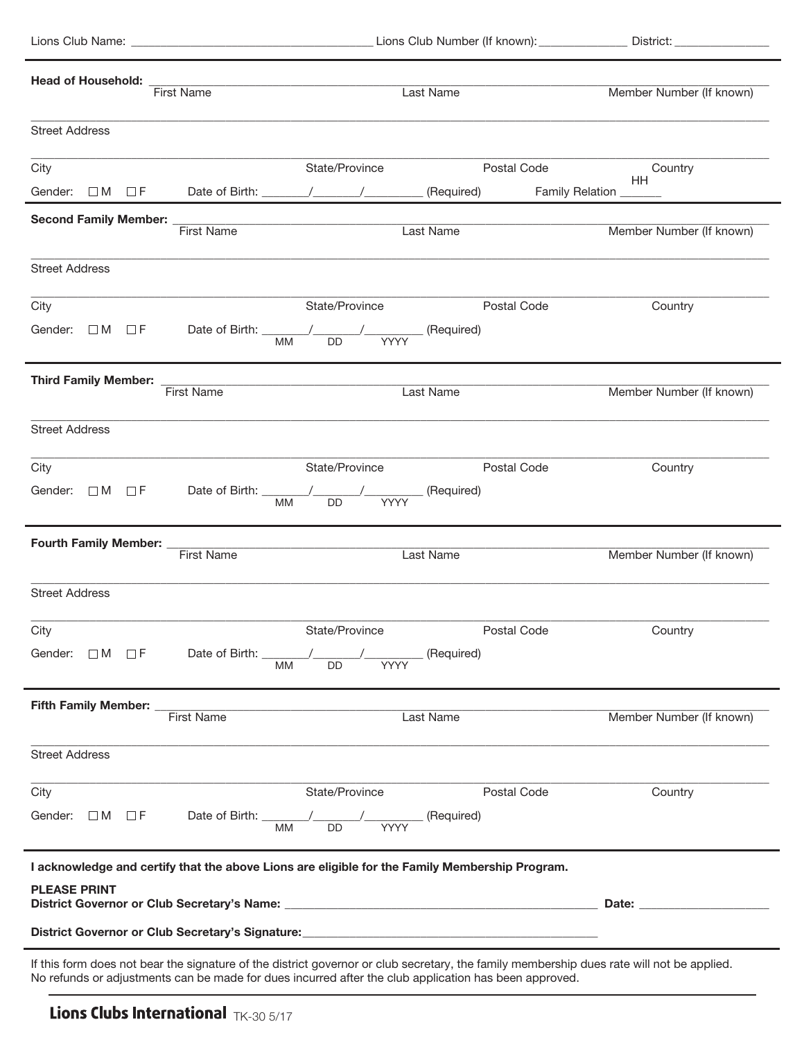Lions Club Name: ____________________ Lions Club Number (If known): __________ District: __________

**Head of Household:** ______________________________________________

First Name    Last Name    Member Number (If known)

______________________________________________

Street Address

______________________________________________

City    State/Province    Postal Code    Country

Gender: ☐ M ☐ F    Date of Birth: ______/______/________ (Required)    Family Relation HH

**Second Family Member:** ______________________________________________

First Name    Last Name    Member Number (If known)

______________________________________________

Street Address

______________________________________________

City    State/Province    Postal Code    Country

Gender: ☐ M ☐ F    Date of Birth: ______/______/________ (Required)
MM DD YYYY

**Third Family Member:** ______________________________________________

First Name    Last Name    Member Number (If known)

______________________________________________

Street Address

______________________________________________

City    State/Province    Postal Code    Country

Gender: ☐ M ☐ F    Date of Birth: ______/______/________ (Required)
MM DD YYYY

**Fourth Family Member:** ______________________________________________

First Name    Last Name    Member Number (If known)

______________________________________________

Street Address

______________________________________________

City    State/Province    Postal Code    Country

Gender: ☐ M ☐ F    Date of Birth: ______/______/________ (Required)
MM DD YYYY

**Fifth Family Member:** ______________________________________________

First Name    Last Name    Member Number (If known)

______________________________________________

Street Address

______________________________________________

City    State/Province    Postal Code    Country

Gender: ☐ M ☐ F    Date of Birth: ______/______/________ (Required)
MM DD YYYY

**I acknowledge and certify that the above Lions are eligible for the Family Membership Program.**

**PLEASE PRINT**
**District Governor or Club Secretary's Name:** ______________________________ **Date:** ______________

**District Governor or Club Secretary's Signature:** ______________________________

If this form does not bear the signature of the district governor or club secretary, the family membership dues rate will not be applied. No refunds or adjustments can be made for dues incurred after the club application has been approved.

**Lions Clubs International** TK-30 5/17